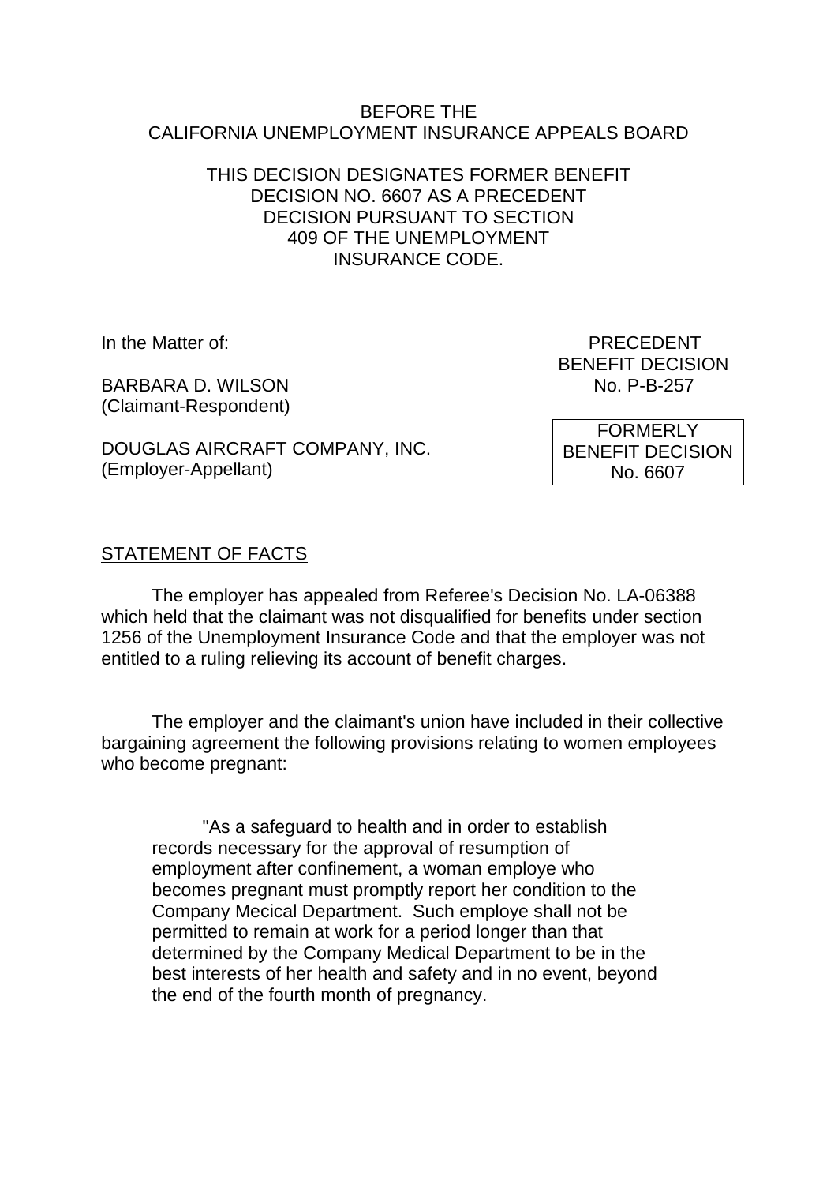BEFORE THE
CALIFORNIA UNEMPLOYMENT INSURANCE APPEALS BOARD

THIS DECISION DESIGNATES FORMER BENEFIT DECISION NO. 6607 AS A PRECEDENT DECISION PURSUANT TO SECTION 409 OF THE UNEMPLOYMENT INSURANCE CODE.

In the Matter of:

BARBARA D. WILSON
(Claimant-Respondent)

DOUGLAS AIRCRAFT COMPANY, INC.
(Employer-Appellant)

PRECEDENT
BENEFIT DECISION
No. P-B-257

FORMERLY
BENEFIT DECISION
No. 6607

STATEMENT OF FACTS

The employer has appealed from Referee's Decision No. LA-06388 which held that the claimant was not disqualified for benefits under section 1256 of the Unemployment Insurance Code and that the employer was not entitled to a ruling relieving its account of benefit charges.

The employer and the claimant's union have included in their collective bargaining agreement the following provisions relating to women employees who become pregnant:

> "As a safeguard to health and in order to establish records necessary for the approval of resumption of employment after confinement, a woman employe who becomes pregnant must promptly report her condition to the Company Mecical Department. Such employe shall not be permitted to remain at work for a period longer than that determined by the Company Medical Department to be in the best interests of her health and safety and in no event, beyond the end of the fourth month of pregnancy.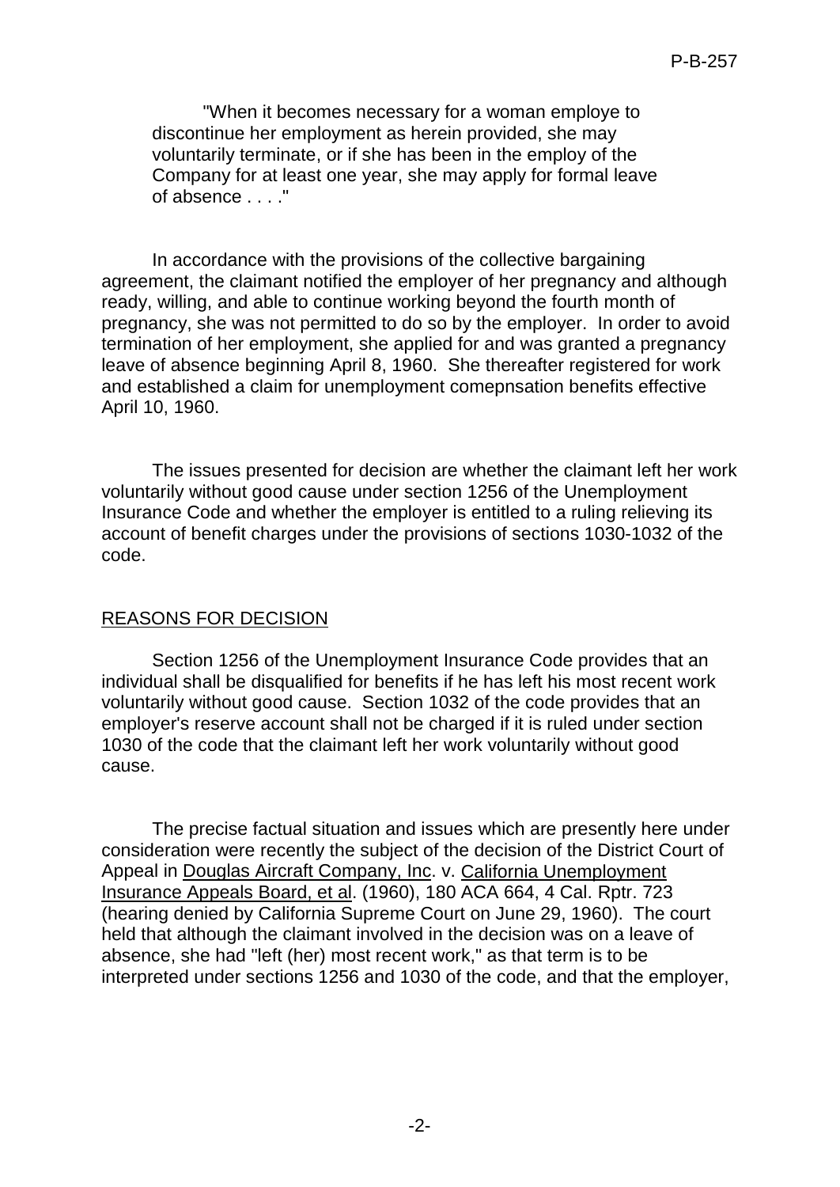"When it becomes necessary for a woman employe to discontinue her employment as herein provided, she may voluntarily terminate, or if she has been in the employ of the Company for at least one year, she may apply for formal leave of absence . . . ."

In accordance with the provisions of the collective bargaining agreement, the claimant notified the employer of her pregnancy and although ready, willing, and able to continue working beyond the fourth month of pregnancy, she was not permitted to do so by the employer. In order to avoid termination of her employment, she applied for and was granted a pregnancy leave of absence beginning April 8, 1960. She thereafter registered for work and established a claim for unemployment comepnsation benefits effective April 10, 1960.

The issues presented for decision are whether the claimant left her work voluntarily without good cause under section 1256 of the Unemployment Insurance Code and whether the employer is entitled to a ruling relieving its account of benefit charges under the provisions of sections 1030-1032 of the code.

## REASONS FOR DECISION

Section 1256 of the Unemployment Insurance Code provides that an individual shall be disqualified for benefits if he has left his most recent work voluntarily without good cause. Section 1032 of the code provides that an employer's reserve account shall not be charged if it is ruled under section 1030 of the code that the claimant left her work voluntarily without good cause.

The precise factual situation and issues which are presently here under consideration were recently the subject of the decision of the District Court of Appeal in Douglas Aircraft Company, Inc. v. California Unemployment Insurance Appeals Board, et al. (1960), 180 ACA 664, 4 Cal. Rptr. 723 (hearing denied by California Supreme Court on June 29, 1960). The court held that although the claimant involved in the decision was on a leave of absence, she had "left (her) most recent work," as that term is to be interpreted under sections 1256 and 1030 of the code, and that the employer,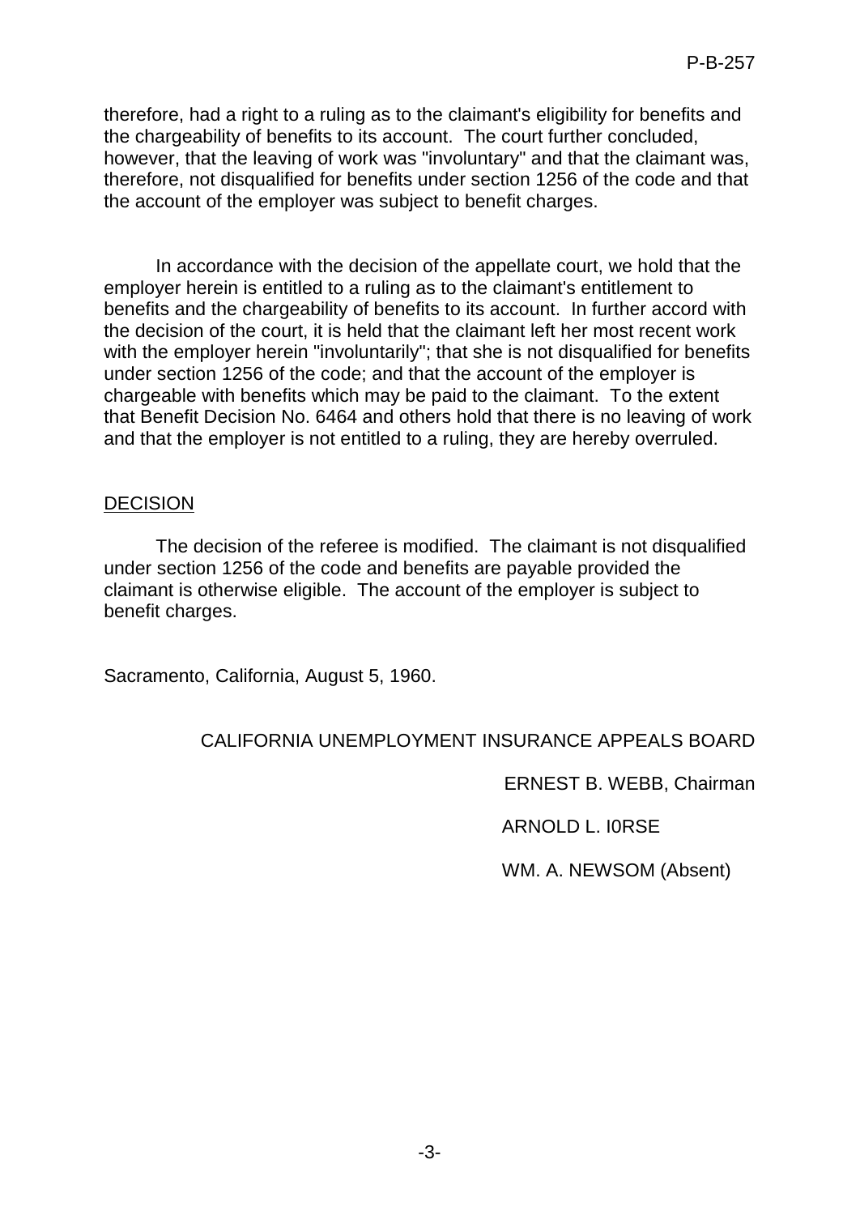therefore, had a right to a ruling as to the claimant's eligibility for benefits and the chargeability of benefits to its account. The court further concluded, however, that the leaving of work was "involuntary" and that the claimant was, therefore, not disqualified for benefits under section 1256 of the code and that the account of the employer was subject to benefit charges.

In accordance with the decision of the appellate court, we hold that the employer herein is entitled to a ruling as to the claimant's entitlement to benefits and the chargeability of benefits to its account. In further accord with the decision of the court, it is held that the claimant left her most recent work with the employer herein "involuntarily"; that she is not disqualified for benefits under section 1256 of the code; and that the account of the employer is chargeable with benefits which may be paid to the claimant. To the extent that Benefit Decision No. 6464 and others hold that there is no leaving of work and that the employer is not entitled to a ruling, they are hereby overruled.

DECISION

The decision of the referee is modified. The claimant is not disqualified under section 1256 of the code and benefits are payable provided the claimant is otherwise eligible. The account of the employer is subject to benefit charges.

Sacramento, California, August 5, 1960.

CALIFORNIA UNEMPLOYMENT INSURANCE APPEALS BOARD

ERNEST B. WEBB, Chairman

ARNOLD L. I0RSE

WM. A. NEWSOM (Absent)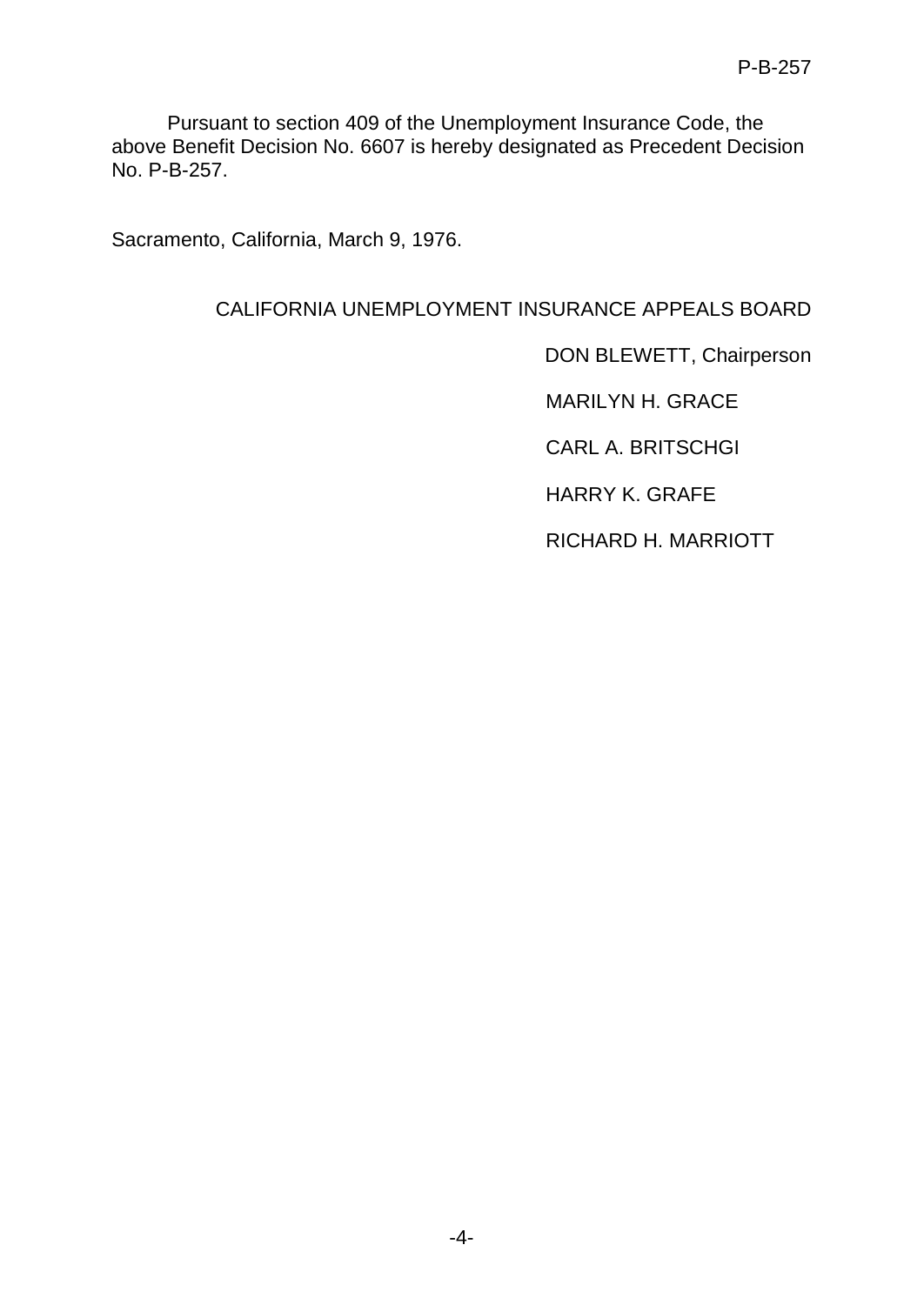Pursuant to section 409 of the Unemployment Insurance Code, the above Benefit Decision No. 6607 is hereby designated as Precedent Decision No. P-B-257.

Sacramento, California, March 9, 1976.

CALIFORNIA UNEMPLOYMENT INSURANCE APPEALS BOARD

DON BLEWETT, Chairperson

MARILYN H. GRACE

CARL A. BRITSCHGI

HARRY K. GRAFE

RICHARD H. MARRIOTT